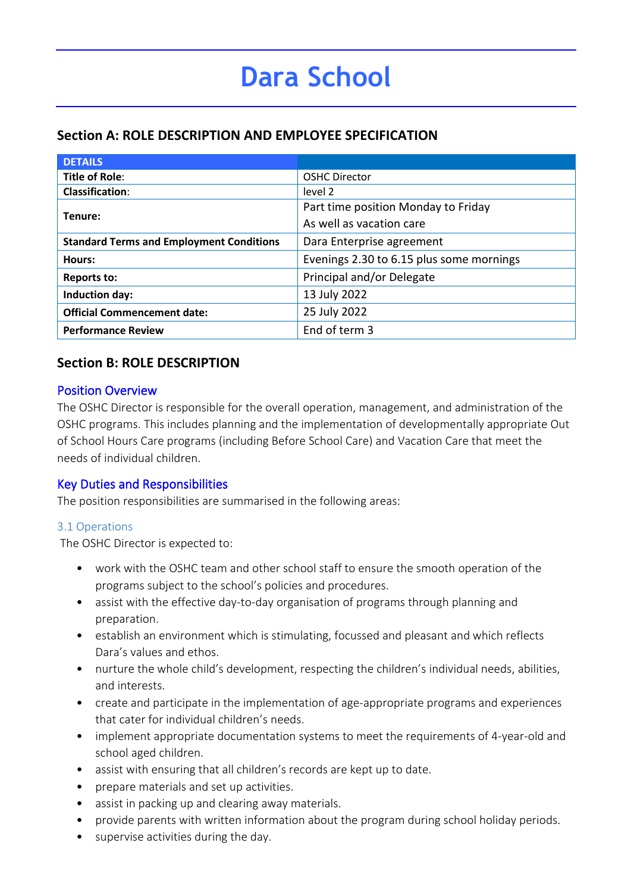# Dara School

## Section A: ROLE DESCRIPTION AND EMPLOYEE SPECIFICATION

| DETAILS | |
|---|---|
| **Title of Role**: | OSHC Director |
| **Classification**: | level 2 |
| **Tenure:** | Part time position Monday to Friday<br>As well as vacation care |
| **Standard Terms and Employment Conditions** | Dara Enterprise agreement |
| **Hours:** | Evenings 2.30 to 6.15 plus some mornings |
| **Reports to:** | Principal and/or Delegate |
| **Induction day:** | 13 July 2022 |
| **Official Commencement date:** | 25 July 2022 |
| **Performance Review** | End of term 3 |

## Section B: ROLE DESCRIPTION

### Position Overview

The OSHC Director is responsible for the overall operation, management, and administration of the OSHC programs. This includes planning and the implementation of developmentally appropriate Out of School Hours Care programs (including Before School Care) and Vacation Care that meet the needs of individual children.

### Key Duties and Responsibilities

The position responsibilities are summarised in the following areas:

#### 3.1 Operations

The OSHC Director is expected to:

- work with the OSHC team and other school staff to ensure the smooth operation of the programs subject to the school's policies and procedures.
- assist with the effective day-to-day organisation of programs through planning and preparation.
- establish an environment which is stimulating, focussed and pleasant and which reflects Dara's values and ethos.
- nurture the whole child's development, respecting the children's individual needs, abilities, and interests.
- create and participate in the implementation of age-appropriate programs and experiences that cater for individual children's needs.
- implement appropriate documentation systems to meet the requirements of 4-year-old and school aged children.
- assist with ensuring that all children's records are kept up to date.
- prepare materials and set up activities.
- assist in packing up and clearing away materials.
- provide parents with written information about the program during school holiday periods.
- supervise activities during the day.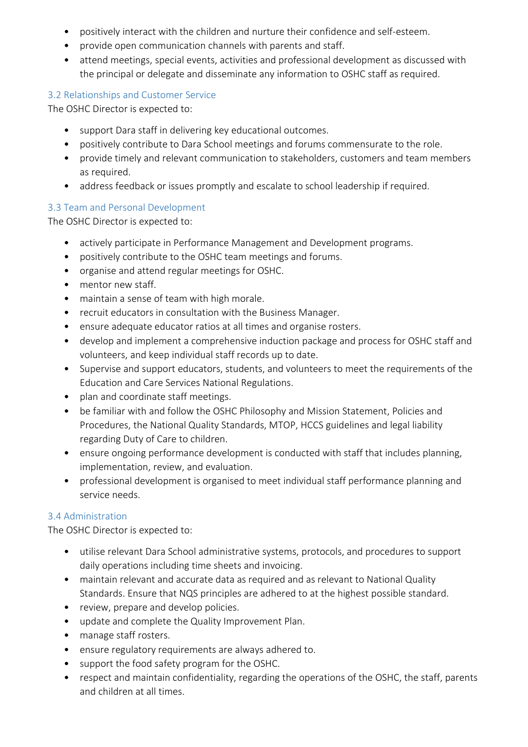- positively interact with the children and nurture their confidence and self-esteem.
- provide open communication channels with parents and staff.
- attend meetings, special events, activities and professional development as discussed with the principal or delegate and disseminate any information to OSHC staff as required.

### 3.2 Relationships and Customer Service

The OSHC Director is expected to:

- support Dara staff in delivering key educational outcomes.
- positively contribute to Dara School meetings and forums commensurate to the role.
- provide timely and relevant communication to stakeholders, customers and team members as required.
- address feedback or issues promptly and escalate to school leadership if required.

### 3.3 Team and Personal Development

The OSHC Director is expected to:

- actively participate in Performance Management and Development programs.
- positively contribute to the OSHC team meetings and forums.
- organise and attend regular meetings for OSHC.
- mentor new staff.
- maintain a sense of team with high morale.
- recruit educators in consultation with the Business Manager.
- ensure adequate educator ratios at all times and organise rosters.
- develop and implement a comprehensive induction package and process for OSHC staff and volunteers, and keep individual staff records up to date.
- Supervise and support educators, students, and volunteers to meet the requirements of the Education and Care Services National Regulations.
- plan and coordinate staff meetings.
- be familiar with and follow the OSHC Philosophy and Mission Statement, Policies and Procedures, the National Quality Standards, MTOP, HCCS guidelines and legal liability regarding Duty of Care to children.
- ensure ongoing performance development is conducted with staff that includes planning, implementation, review, and evaluation.
- professional development is organised to meet individual staff performance planning and service needs.

### 3.4 Administration

The OSHC Director is expected to:

- utilise relevant Dara School administrative systems, protocols, and procedures to support daily operations including time sheets and invoicing.
- maintain relevant and accurate data as required and as relevant to National Quality Standards. Ensure that NQS principles are adhered to at the highest possible standard.
- review, prepare and develop policies.
- update and complete the Quality Improvement Plan.
- manage staff rosters.
- ensure regulatory requirements are always adhered to.
- support the food safety program for the OSHC.
- respect and maintain confidentiality, regarding the operations of the OSHC, the staff, parents and children at all times.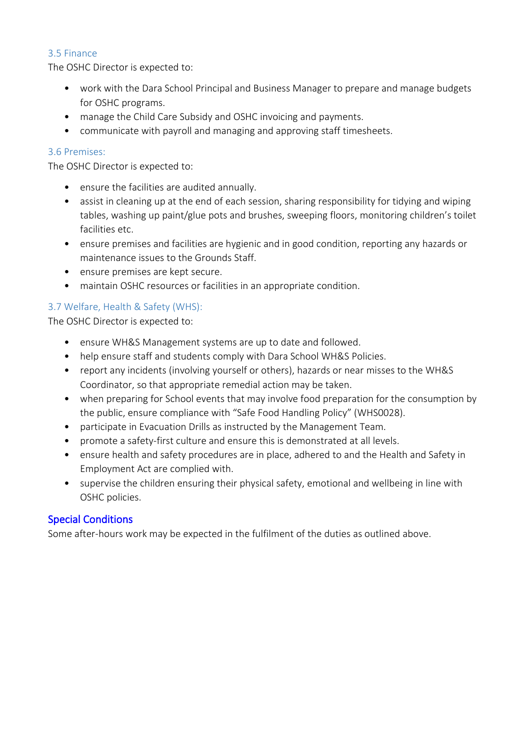### 3.5 Finance

The OSHC Director is expected to:

- work with the Dara School Principal and Business Manager to prepare and manage budgets for OSHC programs.
- manage the Child Care Subsidy and OSHC invoicing and payments.
- communicate with payroll and managing and approving staff timesheets.

### 3.6 Premises:

The OSHC Director is expected to:

- ensure the facilities are audited annually.
- assist in cleaning up at the end of each session, sharing responsibility for tidying and wiping tables, washing up paint/glue pots and brushes, sweeping floors, monitoring children's toilet facilities etc.
- ensure premises and facilities are hygienic and in good condition, reporting any hazards or maintenance issues to the Grounds Staff.
- ensure premises are kept secure.
- maintain OSHC resources or facilities in an appropriate condition.

### 3.7 Welfare, Health & Safety (WHS):

The OSHC Director is expected to:

- ensure WH&S Management systems are up to date and followed.
- help ensure staff and students comply with Dara School WH&S Policies.
- report any incidents (involving yourself or others), hazards or near misses to the WH&S Coordinator, so that appropriate remedial action may be taken.
- when preparing for School events that may involve food preparation for the consumption by the public, ensure compliance with "Safe Food Handling Policy" (WHS0028).
- participate in Evacuation Drills as instructed by the Management Team.
- promote a safety-first culture and ensure this is demonstrated at all levels.
- ensure health and safety procedures are in place, adhered to and the Health and Safety in Employment Act are complied with.
- supervise the children ensuring their physical safety, emotional and wellbeing in line with OSHC policies.

## Special Conditions

Some after-hours work may be expected in the fulfilment of the duties as outlined above.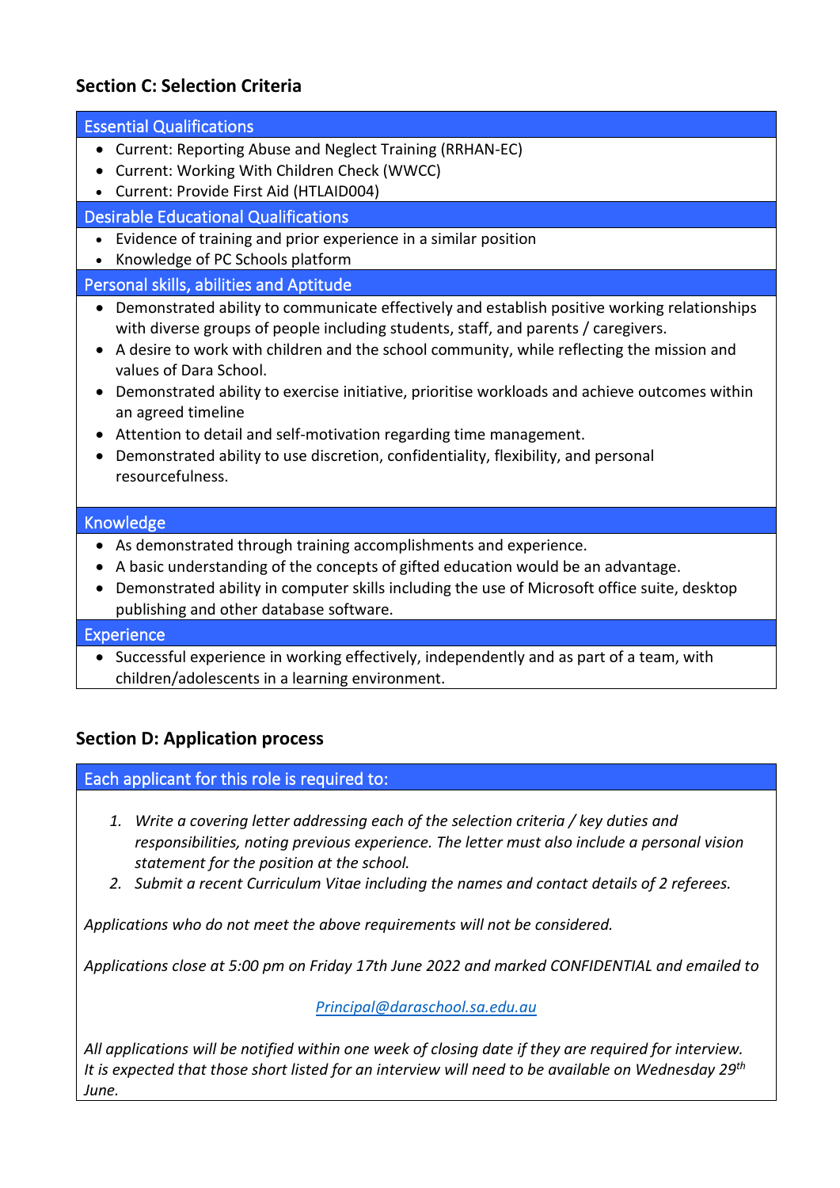## Section C: Selection Criteria

### Essential Qualifications

- Current: Reporting Abuse and Neglect Training (RRHAN-EC)
- Current: Working With Children Check (WWCC)
- Current: Provide First Aid (HTLAID004)

### Desirable Educational Qualifications

- Evidence of training and prior experience in a similar position
- Knowledge of PC Schools platform

### Personal skills, abilities and Aptitude

- Demonstrated ability to communicate effectively and establish positive working relationships with diverse groups of people including students, staff, and parents / caregivers.
- A desire to work with children and the school community, while reflecting the mission and values of Dara School.
- Demonstrated ability to exercise initiative, prioritise workloads and achieve outcomes within an agreed timeline
- Attention to detail and self-motivation regarding time management.
- Demonstrated ability to use discretion, confidentiality, flexibility, and personal resourcefulness.

### Knowledge

- As demonstrated through training accomplishments and experience.
- A basic understanding of the concepts of gifted education would be an advantage.
- Demonstrated ability in computer skills including the use of Microsoft office suite, desktop publishing and other database software.

### Experience

- Successful experience in working effectively, independently and as part of a team, with children/adolescents in a learning environment.

## Section D: Application process

### Each applicant for this role is required to:

1. *Write a covering letter addressing each of the selection criteria / key duties and responsibilities, noting previous experience. The letter must also include a personal vision statement for the position at the school.*
2. *Submit a recent Curriculum Vitae including the names and contact details of 2 referees.*

*Applications who do not meet the above requirements will not be considered.*

*Applications close at 5:00 pm on Friday 17th June 2022 and marked CONFIDENTIAL and emailed to*

*Principal@daraschool.sa.edu.au*

*All applications will be notified within one week of closing date if they are required for interview. It is expected that those short listed for an interview will need to be available on Wednesday 29th June.*